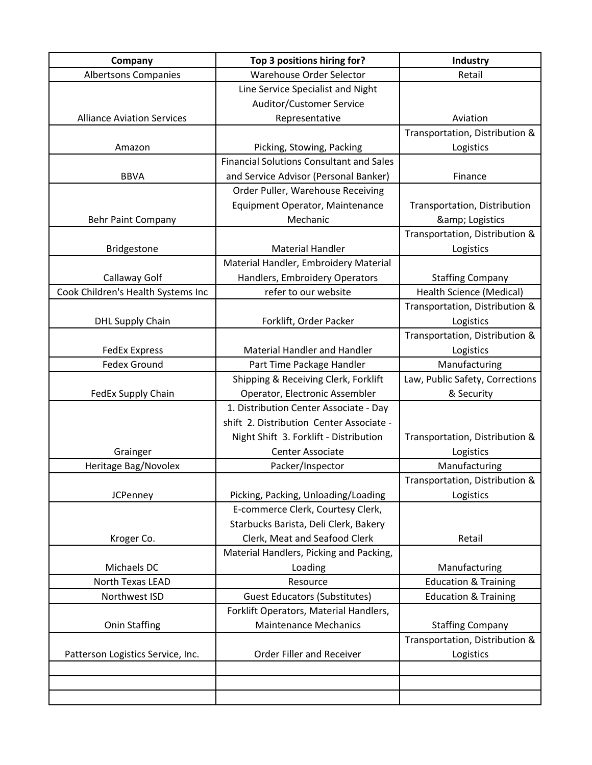| Company | Top 3 positions hiring for? | Industry |
| --- | --- | --- |
| Albertsons Companies | Warehouse Order Selector | Retail |
| Alliance Aviation Services | Line Service Specialist and Night Auditor/Customer Service Representative | Aviation |
| Amazon | Picking, Stowing, Packing | Transportation, Distribution & Logistics |
| BBVA | Financial Solutions Consultant and Sales and Service Advisor (Personal Banker) | Finance |
| Behr Paint Company | Order Puller, Warehouse Receiving Equipment Operator, Maintenance Mechanic | Transportation, Distribution &amp; Logistics |
| Bridgestone | Material Handler | Transportation, Distribution & Logistics |
| Callaway Golf | Material Handler, Embroidery Material Handlers, Embroidery Operators | Staffing Company |
| Cook Children's Health Systems Inc | refer to our website | Health Science (Medical) |
| DHL Supply Chain | Forklift, Order Packer | Transportation, Distribution & Logistics |
| FedEx Express | Material Handler and Handler | Transportation, Distribution & Logistics |
| Fedex Ground | Part Time Package Handler | Manufacturing |
| FedEx Supply Chain | Shipping & Receiving Clerk, Forklift Operator, Electronic Assembler | Law, Public Safety, Corrections & Security |
| Grainger | 1. Distribution Center Associate - Day shift 2. Distribution Center Associate - Night Shift 3. Forklift - Distribution Center Associate | Transportation, Distribution & Logistics |
| Heritage Bag/Novolex | Packer/Inspector | Manufacturing |
| JCPenney | Picking, Packing, Unloading/Loading | Transportation, Distribution & Logistics |
| Kroger Co. | E-commerce Clerk, Courtesy Clerk, Starbucks Barista, Deli Clerk, Bakery Clerk, Meat and Seafood Clerk | Retail |
| Michaels DC | Material Handlers, Picking and Packing, Loading | Manufacturing |
| North Texas LEAD | Resource | Education & Training |
| Northwest ISD | Guest Educators (Substitutes) | Education & Training |
| Onin Staffing | Forklift Operators, Material Handlers, Maintenance Mechanics | Staffing Company |
| Patterson Logistics Service, Inc. | Order Filler and Receiver | Transportation, Distribution & Logistics |
| | | |
| | | |
| | | |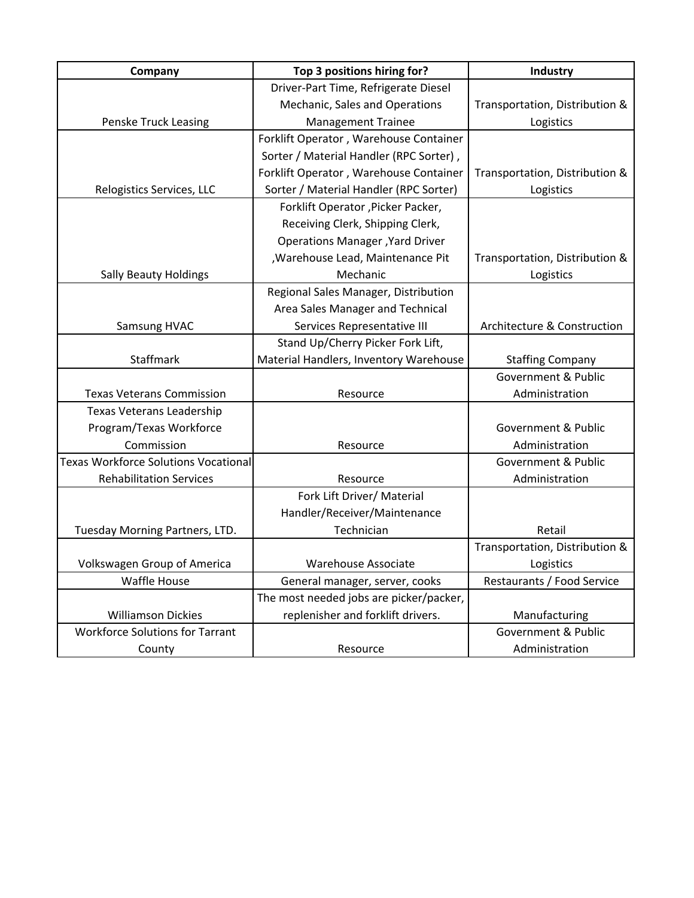| Company | Top 3 positions hiring for? | Industry |
|---|---|---|
| Penske Truck Leasing | Driver-Part Time, Refrigerate Diesel Mechanic, Sales and Operations Management Trainee | Transportation, Distribution & Logistics |
| Relogistics Services, LLC | Forklift Operator , Warehouse Container Sorter / Material Handler (RPC Sorter) , Forklift Operator , Warehouse Container Sorter / Material Handler (RPC Sorter) | Transportation, Distribution & Logistics |
| Sally Beauty Holdings | Forklift Operator ,Picker Packer, Receiving Clerk, Shipping Clerk, Operations Manager ,Yard Driver ,Warehouse Lead, Maintenance Pit Mechanic | Transportation, Distribution & Logistics |
| Samsung HVAC | Regional Sales Manager, Distribution Area Sales Manager and Technical Services Representative III | Architecture & Construction |
| Staffmark | Stand Up/Cherry Picker Fork Lift, Material Handlers, Inventory Warehouse | Staffing Company |
| Texas Veterans Commission | Resource | Government & Public Administration |
| Texas Veterans Leadership Program/Texas Workforce Commission | Resource | Government & Public Administration |
| Texas Workforce Solutions Vocational Rehabilitation Services | Resource | Government & Public Administration |
| Tuesday Morning Partners, LTD. | Fork Lift Driver/ Material Handler/Receiver/Maintenance Technician | Retail |
| Volkswagen Group of America | Warehouse Associate | Transportation, Distribution & Logistics |
| Waffle House | General manager, server, cooks | Restaurants / Food Service |
| Williamson Dickies | The most needed jobs are picker/packer, replenisher and forklift drivers. | Manufacturing |
| Workforce Solutions for Tarrant County | Resource | Government & Public Administration |